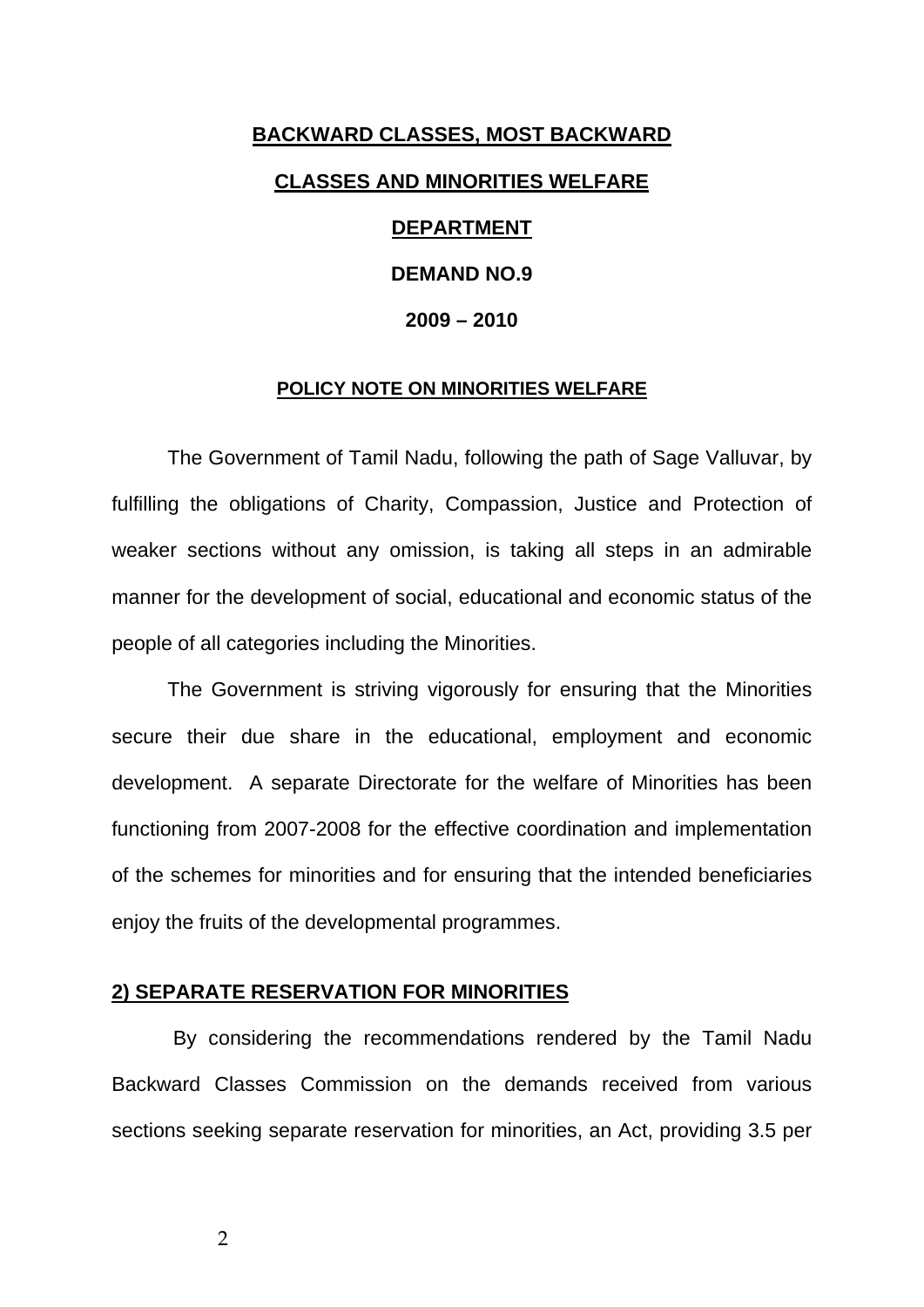# BACKWARD CLASSES, MOST BACKWARD CLASSES AND MINORITIES WELFARE DEPARTMENT

**DEMAND NO.9**

**2009 – 2010**

## POLICY NOTE ON MINORITIES WELFARE

The Government of Tamil Nadu, following the path of Sage Valluvar, by fulfilling the obligations of Charity, Compassion, Justice and Protection of weaker sections without any omission, is taking all steps in an admirable manner for the development of social, educational and economic status of the people of all categories including the Minorities.

The Government is striving vigorously for ensuring that the Minorities secure their due share in the educational, employment and economic development. A separate Directorate for the welfare of Minorities has been functioning from 2007-2008 for the effective coordination and implementation of the schemes for minorities and for ensuring that the intended beneficiaries enjoy the fruits of the developmental programmes.

## 2) SEPARATE RESERVATION FOR MINORITIES

By considering the recommendations rendered by the Tamil Nadu Backward Classes Commission on the demands received from various sections seeking separate reservation for minorities, an Act, providing 3.5 per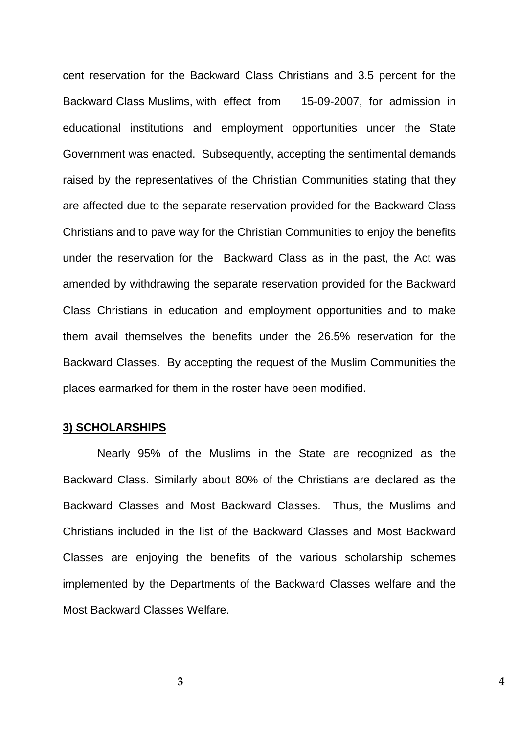cent reservation for the Backward Class Christians and 3.5 percent for the Backward Class Muslims, with effect from 15-09-2007, for admission in educational institutions and employment opportunities under the State Government was enacted. Subsequently, accepting the sentimental demands raised by the representatives of the Christian Communities stating that they are affected due to the separate reservation provided for the Backward Class Christians and to pave way for the Christian Communities to enjoy the benefits under the reservation for the Backward Class as in the past, the Act was amended by withdrawing the separate reservation provided for the Backward Class Christians in education and employment opportunities and to make them avail themselves the benefits under the 26.5% reservation for the Backward Classes. By accepting the request of the Muslim Communities the places earmarked for them in the roster have been modified.

**3) SCHOLARSHIPS**

Nearly 95% of the Muslims in the State are recognized as the Backward Class. Similarly about 80% of the Christians are declared as the Backward Classes and Most Backward Classes. Thus, the Muslims and Christians included in the list of the Backward Classes and Most Backward Classes are enjoying the benefits of the various scholarship schemes implemented by the Departments of the Backward Classes welfare and the Most Backward Classes Welfare.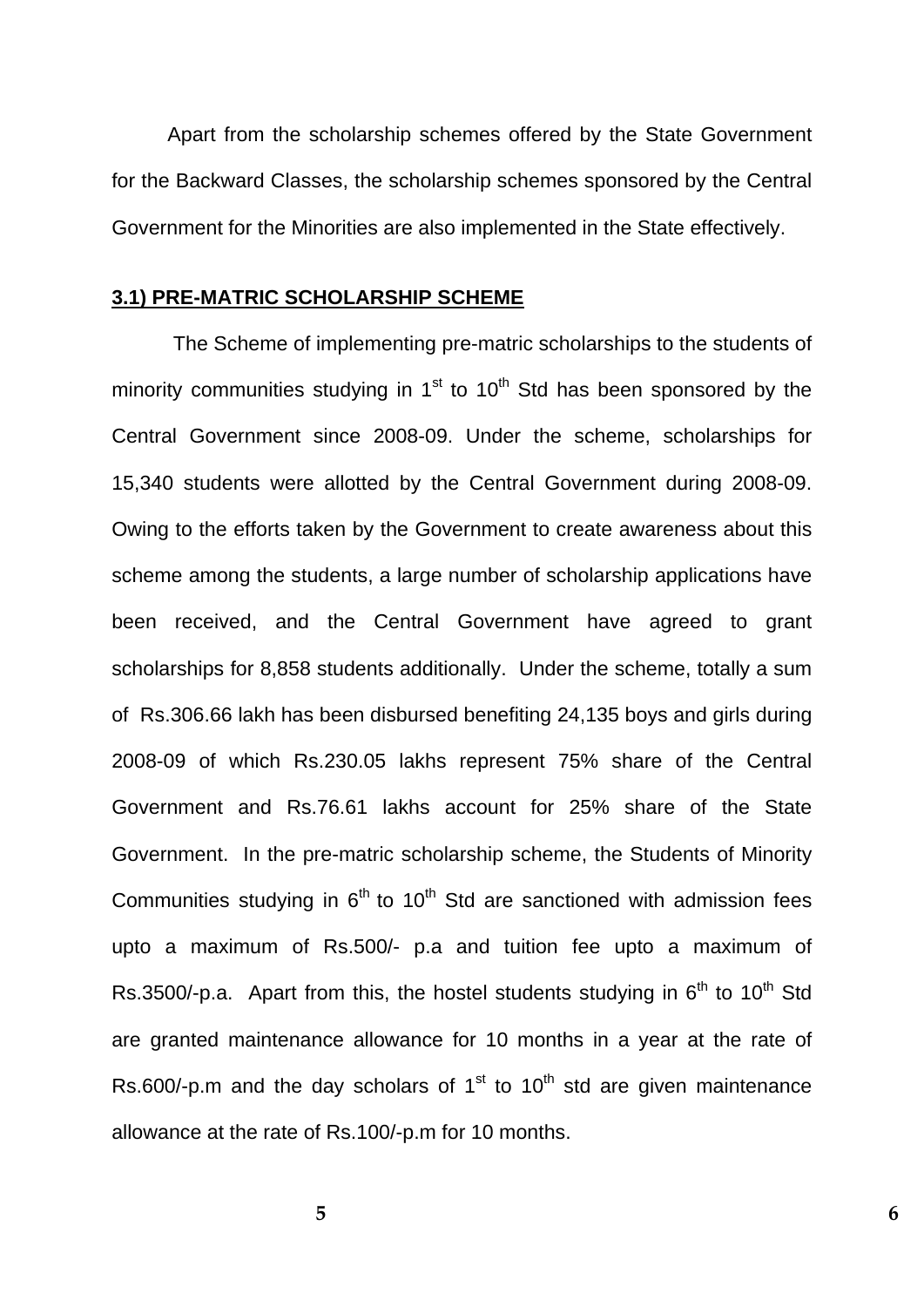Apart from the scholarship schemes offered by the State Government for the Backward Classes, the scholarship schemes sponsored by the Central Government for the Minorities are also implemented in the State effectively.

### 3.1) PRE-MATRIC SCHOLARSHIP SCHEME

The Scheme of implementing pre-matric scholarships to the students of minority communities studying in 1st to 10th Std has been sponsored by the Central Government since 2008-09. Under the scheme, scholarships for 15,340 students were allotted by the Central Government during 2008-09. Owing to the efforts taken by the Government to create awareness about this scheme among the students, a large number of scholarship applications have been received, and the Central Government have agreed to grant scholarships for 8,858 students additionally. Under the scheme, totally a sum of Rs.306.66 lakh has been disbursed benefiting 24,135 boys and girls during 2008-09 of which Rs.230.05 lakhs represent 75% share of the Central Government and Rs.76.61 lakhs account for 25% share of the State Government. In the pre-matric scholarship scheme, the Students of Minority Communities studying in 6th to 10th Std are sanctioned with admission fees upto a maximum of Rs.500/- p.a and tuition fee upto a maximum of Rs.3500/-p.a. Apart from this, the hostel students studying in 6th to 10th Std are granted maintenance allowance for 10 months in a year at the rate of Rs.600/-p.m and the day scholars of 1st to 10th std are given maintenance allowance at the rate of Rs.100/-p.m for 10 months.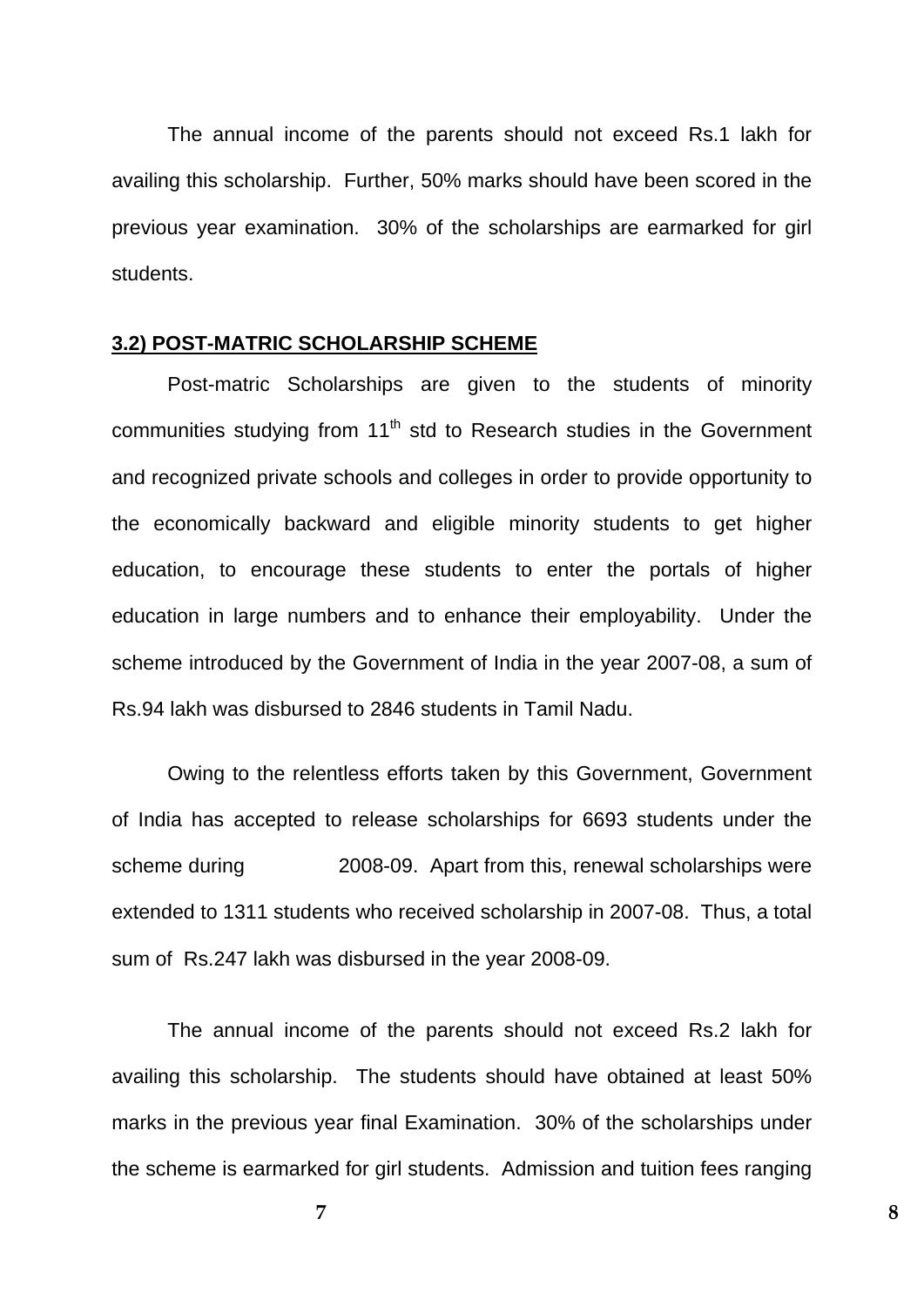The annual income of the parents should not exceed Rs.1 lakh for availing this scholarship. Further, 50% marks should have been scored in the previous year examination. 30% of the scholarships are earmarked for girl students.

**3.2) POST-MATRIC SCHOLARSHIP SCHEME**

Post-matric Scholarships are given to the students of minority communities studying from 11th std to Research studies in the Government and recognized private schools and colleges in order to provide opportunity to the economically backward and eligible minority students to get higher education, to encourage these students to enter the portals of higher education in large numbers and to enhance their employability. Under the scheme introduced by the Government of India in the year 2007-08, a sum of Rs.94 lakh was disbursed to 2846 students in Tamil Nadu.

Owing to the relentless efforts taken by this Government, Government of India has accepted to release scholarships for 6693 students under the scheme during 2008-09. Apart from this, renewal scholarships were extended to 1311 students who received scholarship in 2007-08. Thus, a total sum of Rs.247 lakh was disbursed in the year 2008-09.

The annual income of the parents should not exceed Rs.2 lakh for availing this scholarship. The students should have obtained at least 50% marks in the previous year final Examination. 30% of the scholarships under the scheme is earmarked for girl students. Admission and tuition fees ranging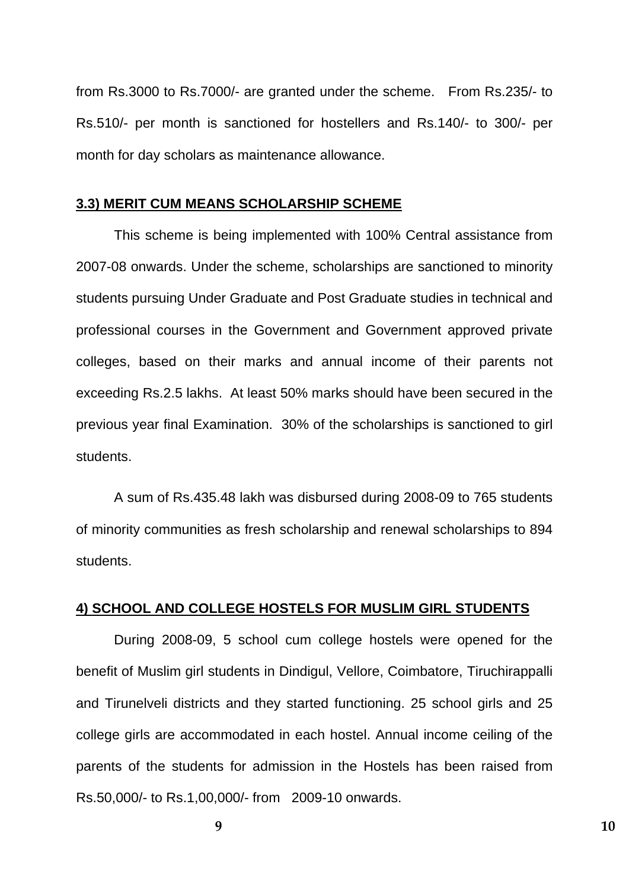from Rs.3000 to Rs.7000/- are granted under the scheme.  From Rs.235/- to Rs.510/- per month is sanctioned for hostellers and Rs.140/- to 300/- per month for day scholars as maintenance allowance.

### 3.3) MERIT CUM MEANS SCHOLARSHIP SCHEME

This scheme is being implemented with 100% Central assistance from 2007-08 onwards. Under the scheme, scholarships are sanctioned to minority students pursuing Under Graduate and Post Graduate studies in technical and professional courses in the Government and Government approved private colleges, based on their marks and annual income of their parents not exceeding Rs.2.5 lakhs.  At least 50% marks should have been secured in the previous year final Examination.  30% of the scholarships is sanctioned to girl students.

A sum of Rs.435.48 lakh was disbursed during 2008-09 to 765 students of minority communities as fresh scholarship and renewal scholarships to 894 students.

### 4) SCHOOL AND COLLEGE HOSTELS FOR MUSLIM GIRL STUDENTS

During 2008-09, 5 school cum college hostels were opened for the benefit of Muslim girl students in Dindigul, Vellore, Coimbatore, Tiruchirappalli and Tirunelveli districts and they started functioning. 25 school girls and 25 college girls are accommodated in each hostel. Annual income ceiling of the parents of the students for admission in the Hostels has been raised from Rs.50,000/- to Rs.1,00,000/- from  2009-10 onwards.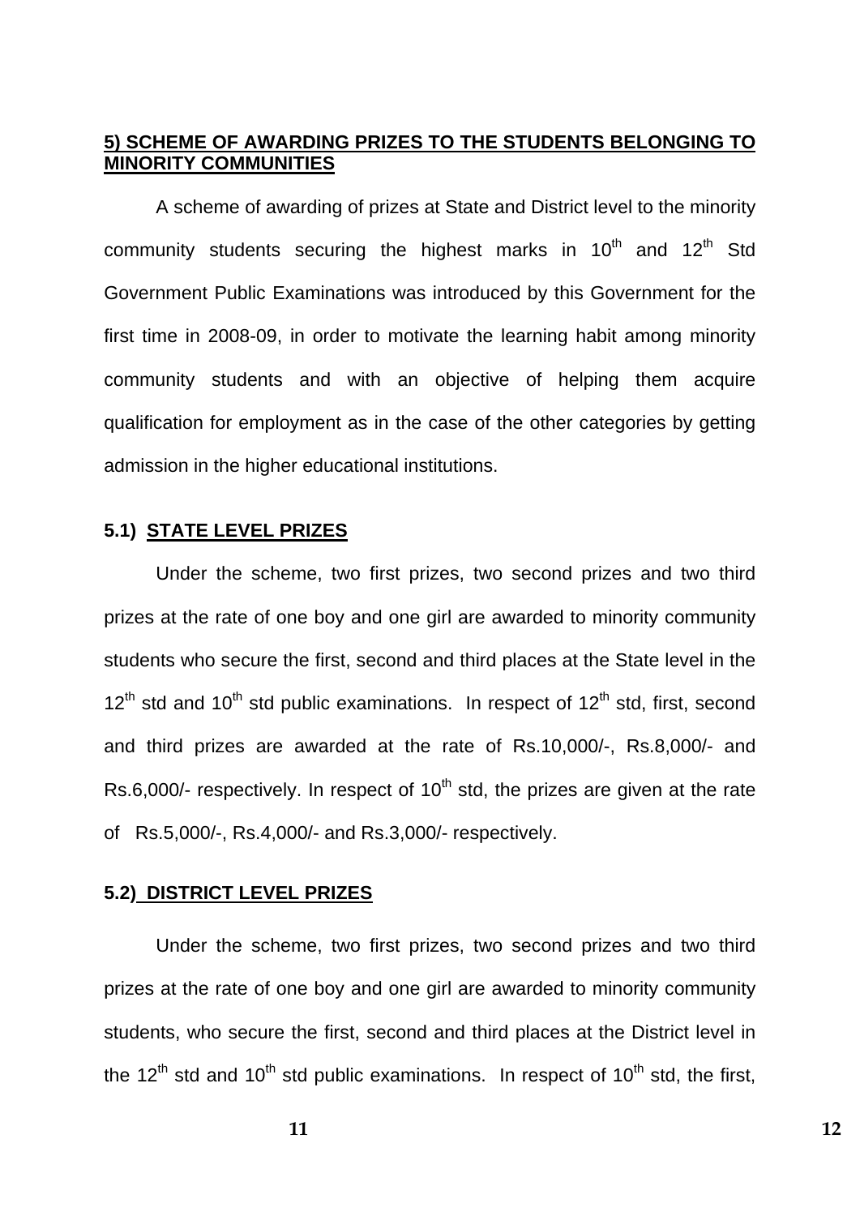## 5) SCHEME OF AWARDING PRIZES TO THE STUDENTS BELONGING TO MINORITY COMMUNITIES

A scheme of awarding of prizes at State and District level to the minority community students securing the highest marks in 10th and 12th Std Government Public Examinations was introduced by this Government for the first time in 2008-09, in order to motivate the learning habit among minority community students and with an objective of helping them acquire qualification for employment as in the case of the other categories by getting admission in the higher educational institutions.

### 5.1) STATE LEVEL PRIZES

Under the scheme, two first prizes, two second prizes and two third prizes at the rate of one boy and one girl are awarded to minority community students who secure the first, second and third places at the State level in the 12th std and 10th std public examinations. In respect of 12th std, first, second and third prizes are awarded at the rate of Rs.10,000/-, Rs.8,000/- and Rs.6,000/- respectively. In respect of 10th std, the prizes are given at the rate of Rs.5,000/-, Rs.4,000/- and Rs.3,000/- respectively.

### 5.2) DISTRICT LEVEL PRIZES

Under the scheme, two first prizes, two second prizes and two third prizes at the rate of one boy and one girl are awarded to minority community students, who secure the first, second and third places at the District level in the 12th std and 10th std public examinations. In respect of 10th std, the first,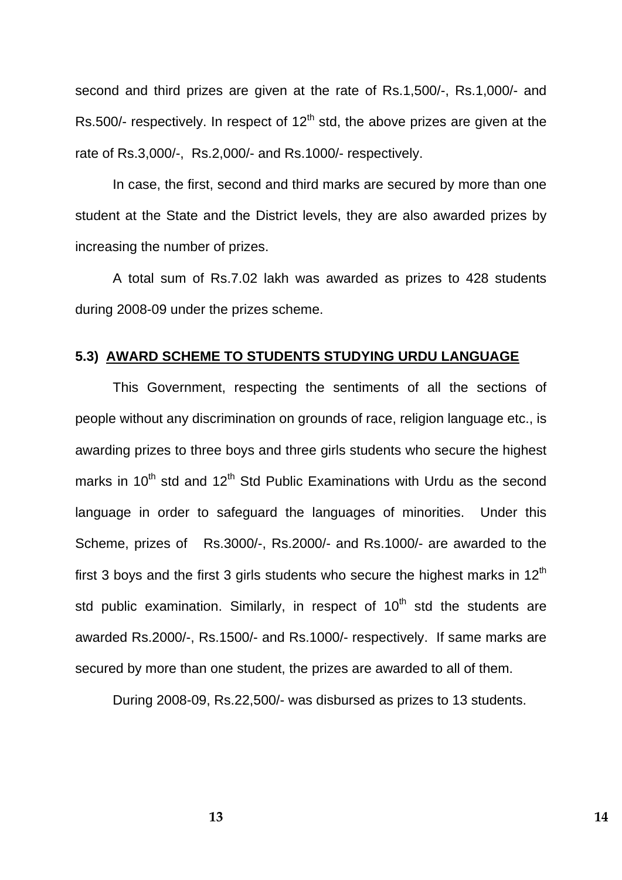second and third prizes are given at the rate of Rs.1,500/-, Rs.1,000/- and Rs.500/- respectively. In respect of 12th std, the above prizes are given at the rate of Rs.3,000/-, Rs.2,000/- and Rs.1000/- respectively.

In case, the first, second and third marks are secured by more than one student at the State and the District levels, they are also awarded prizes by increasing the number of prizes.

A total sum of Rs.7.02 lakh was awarded as prizes to 428 students during 2008-09 under the prizes scheme.

### 5.3) <u>AWARD SCHEME TO STUDENTS STUDYING URDU LANGUAGE</u>

This Government, respecting the sentiments of all the sections of people without any discrimination on grounds of race, religion language etc., is awarding prizes to three boys and three girls students who secure the highest marks in 10th std and 12th Std Public Examinations with Urdu as the second language in order to safeguard the languages of minorities. Under this Scheme, prizes of Rs.3000/-, Rs.2000/- and Rs.1000/- are awarded to the first 3 boys and the first 3 girls students who secure the highest marks in 12th std public examination. Similarly, in respect of 10th std the students are awarded Rs.2000/-, Rs.1500/- and Rs.1000/- respectively. If same marks are secured by more than one student, the prizes are awarded to all of them.

During 2008-09, Rs.22,500/- was disbursed as prizes to 13 students.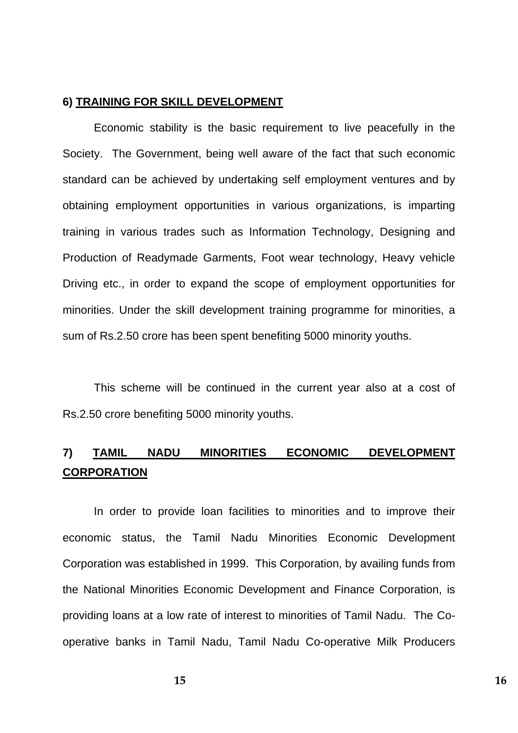**6) TRAINING FOR SKILL DEVELOPMENT**

Economic stability is the basic requirement to live peacefully in the Society. The Government, being well aware of the fact that such economic standard can be achieved by undertaking self employment ventures and by obtaining employment opportunities in various organizations, is imparting training in various trades such as Information Technology, Designing and Production of Readymade Garments, Foot wear technology, Heavy vehicle Driving etc., in order to expand the scope of employment opportunities for minorities. Under the skill development training programme for minorities, a sum of Rs.2.50 crore has been spent benefiting 5000 minority youths.

This scheme will be continued in the current year also at a cost of Rs.2.50 crore benefiting 5000 minority youths.

**7) TAMIL NADU MINORITIES ECONOMIC DEVELOPMENT CORPORATION**

In order to provide loan facilities to minorities and to improve their economic status, the Tamil Nadu Minorities Economic Development Corporation was established in 1999. This Corporation, by availing funds from the National Minorities Economic Development and Finance Corporation, is providing loans at a low rate of interest to minorities of Tamil Nadu. The Co-operative banks in Tamil Nadu, Tamil Nadu Co-operative Milk Producers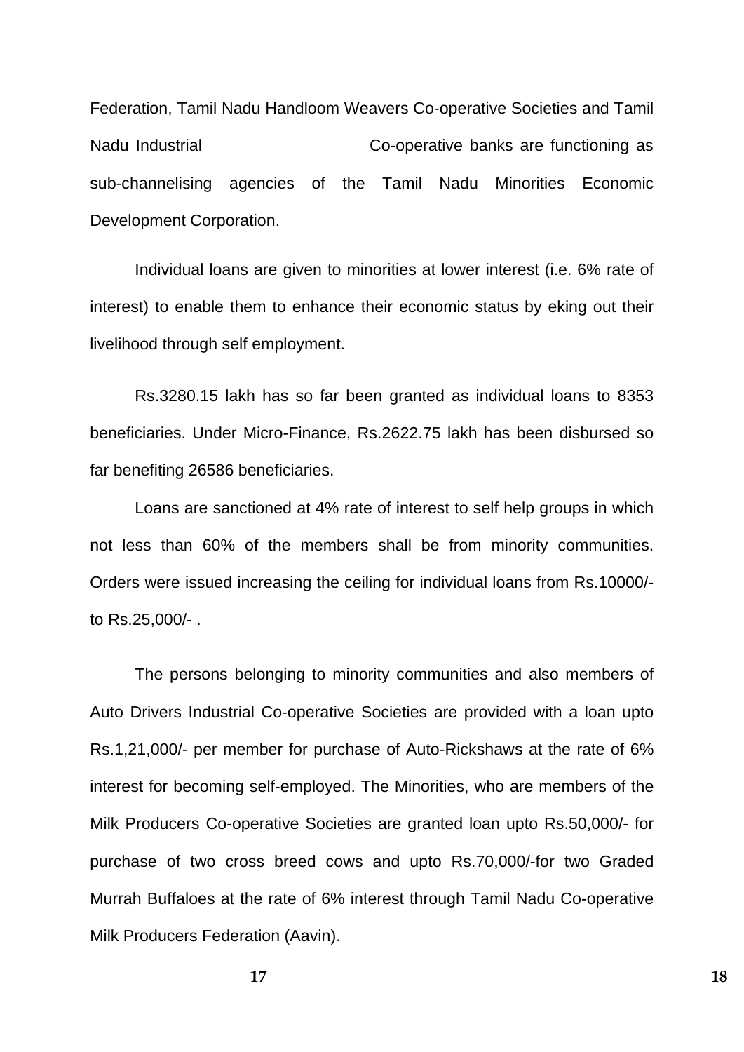Federation, Tamil Nadu Handloom Weavers Co-operative Societies and Tamil Nadu Industrial Co-operative banks are functioning as sub-channelising agencies of the Tamil Nadu Minorities Economic Development Corporation.

Individual loans are given to minorities at lower interest (i.e. 6% rate of interest) to enable them to enhance their economic status by eking out their livelihood through self employment.

Rs.3280.15 lakh has so far been granted as individual loans to 8353 beneficiaries. Under Micro-Finance, Rs.2622.75 lakh has been disbursed so far benefiting 26586 beneficiaries.

Loans are sanctioned at 4% rate of interest to self help groups in which not less than 60% of the members shall be from minority communities. Orders were issued increasing the ceiling for individual loans from Rs.10000/- to Rs.25,000/- .

The persons belonging to minority communities and also members of Auto Drivers Industrial Co-operative Societies are provided with a loan upto Rs.1,21,000/- per member for purchase of Auto-Rickshaws at the rate of 6% interest for becoming self-employed. The Minorities, who are members of the Milk Producers Co-operative Societies are granted loan upto Rs.50,000/- for purchase of two cross breed cows and upto Rs.70,000/-for two Graded Murrah Buffaloes at the rate of 6% interest through Tamil Nadu Co-operative Milk Producers Federation (Aavin).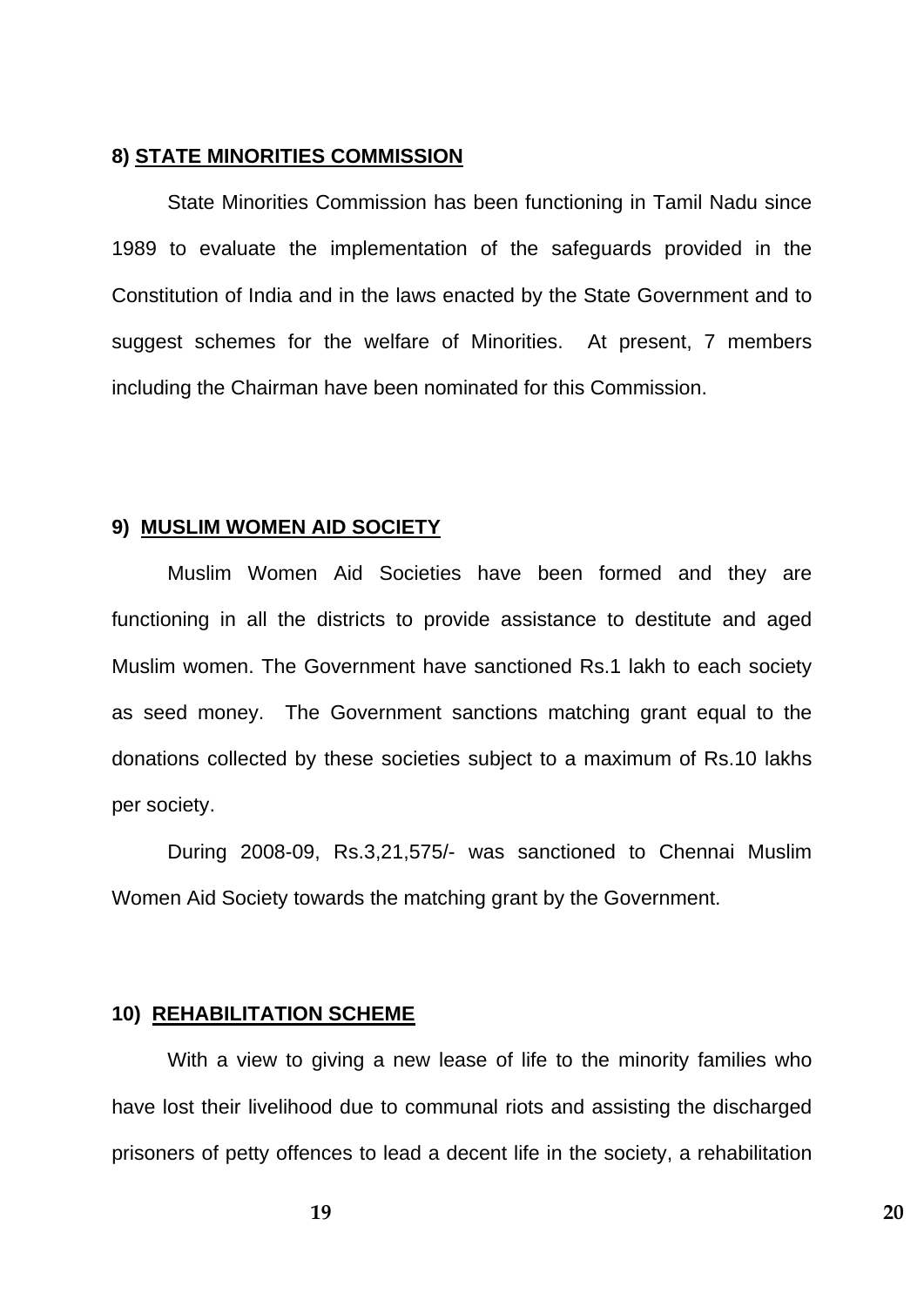### 8) STATE MINORITIES COMMISSION

State Minorities Commission has been functioning in Tamil Nadu since 1989 to evaluate the implementation of the safeguards provided in the Constitution of India and in the laws enacted by the State Government and to suggest schemes for the welfare of Minorities. At present, 7 members including the Chairman have been nominated for this Commission.

### 9) MUSLIM WOMEN AID SOCIETY

Muslim Women Aid Societies have been formed and they are functioning in all the districts to provide assistance to destitute and aged Muslim women. The Government have sanctioned Rs.1 lakh to each society as seed money. The Government sanctions matching grant equal to the donations collected by these societies subject to a maximum of Rs.10 lakhs per society.

During 2008-09, Rs.3,21,575/- was sanctioned to Chennai Muslim Women Aid Society towards the matching grant by the Government.

### 10) REHABILITATION SCHEME

With a view to giving a new lease of life to the minority families who have lost their livelihood due to communal riots and assisting the discharged prisoners of petty offences to lead a decent life in the society, a rehabilitation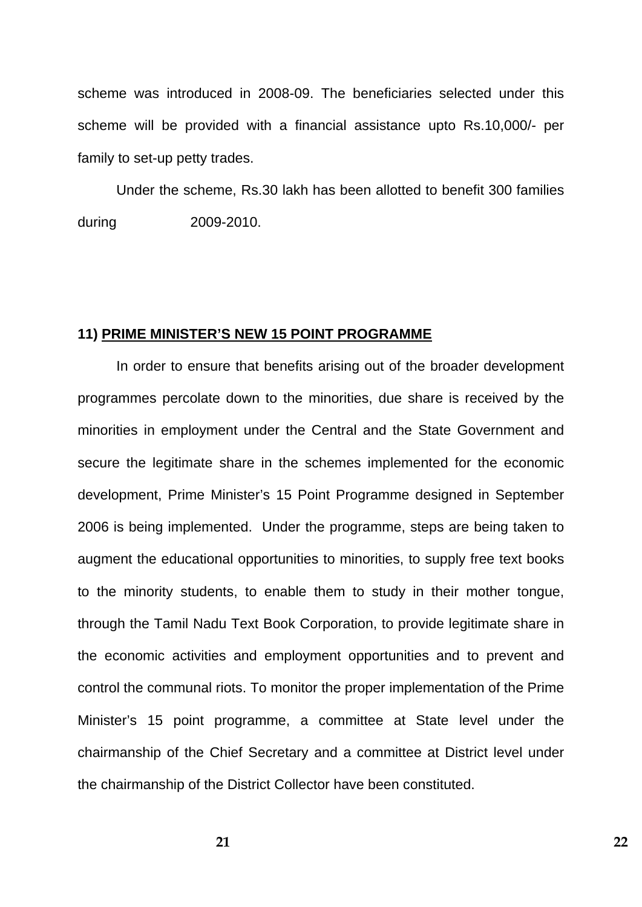scheme was introduced in 2008-09. The beneficiaries selected under this scheme will be provided with a financial assistance upto Rs.10,000/- per family to set-up petty trades.

Under the scheme, Rs.30 lakh has been allotted to benefit 300 families during 2009-2010.

### 11) PRIME MINISTER'S NEW 15 POINT PROGRAMME

In order to ensure that benefits arising out of the broader development programmes percolate down to the minorities, due share is received by the minorities in employment under the Central and the State Government and secure the legitimate share in the schemes implemented for the economic development, Prime Minister's 15 Point Programme designed in September 2006 is being implemented. Under the programme, steps are being taken to augment the educational opportunities to minorities, to supply free text books to the minority students, to enable them to study in their mother tongue, through the Tamil Nadu Text Book Corporation, to provide legitimate share in the economic activities and employment opportunities and to prevent and control the communal riots. To monitor the proper implementation of the Prime Minister's 15 point programme, a committee at State level under the chairmanship of the Chief Secretary and a committee at District level under the chairmanship of the District Collector have been constituted.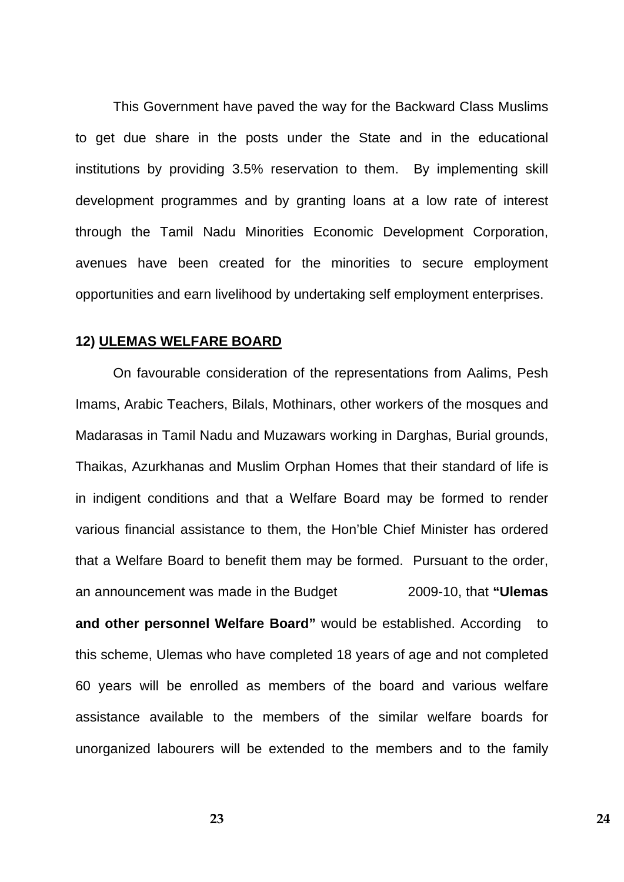This Government have paved the way for the Backward Class Muslims to get due share in the posts under the State and in the educational institutions by providing 3.5% reservation to them. By implementing skill development programmes and by granting loans at a low rate of interest through the Tamil Nadu Minorities Economic Development Corporation, avenues have been created for the minorities to secure employment opportunities and earn livelihood by undertaking self employment enterprises.

**12) <u>ULEMAS WELFARE BOARD</u>**

On favourable consideration of the representations from Aalims, Pesh Imams, Arabic Teachers, Bilals, Mothinars, other workers of the mosques and Madarasas in Tamil Nadu and Muzawars working in Darghas, Burial grounds, Thaikas, Azurkhanas and Muslim Orphan Homes that their standard of life is in indigent conditions and that a Welfare Board may be formed to render various financial assistance to them, the Hon'ble Chief Minister has ordered that a Welfare Board to benefit them may be formed. Pursuant to the order, an announcement was made in the Budget 2009-10, that **"Ulemas and other personnel Welfare Board"** would be established. According to this scheme, Ulemas who have completed 18 years of age and not completed 60 years will be enrolled as members of the board and various welfare assistance available to the members of the similar welfare boards for unorganized labourers will be extended to the members and to the family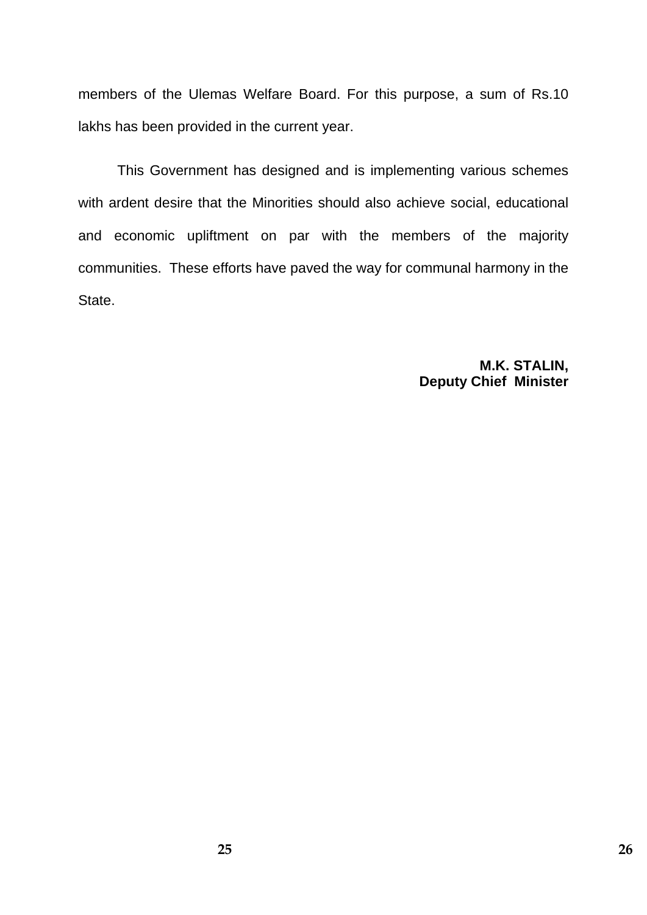members of the Ulemas Welfare Board. For this purpose, a sum of Rs.10 lakhs has been provided in the current year.

This Government has designed and is implementing various schemes with ardent desire that the Minorities should also achieve social, educational and economic upliftment on par with the members of the majority communities. These efforts have paved the way for communal harmony in the State.

**M.K. STALIN,**
**Deputy Chief Minister**